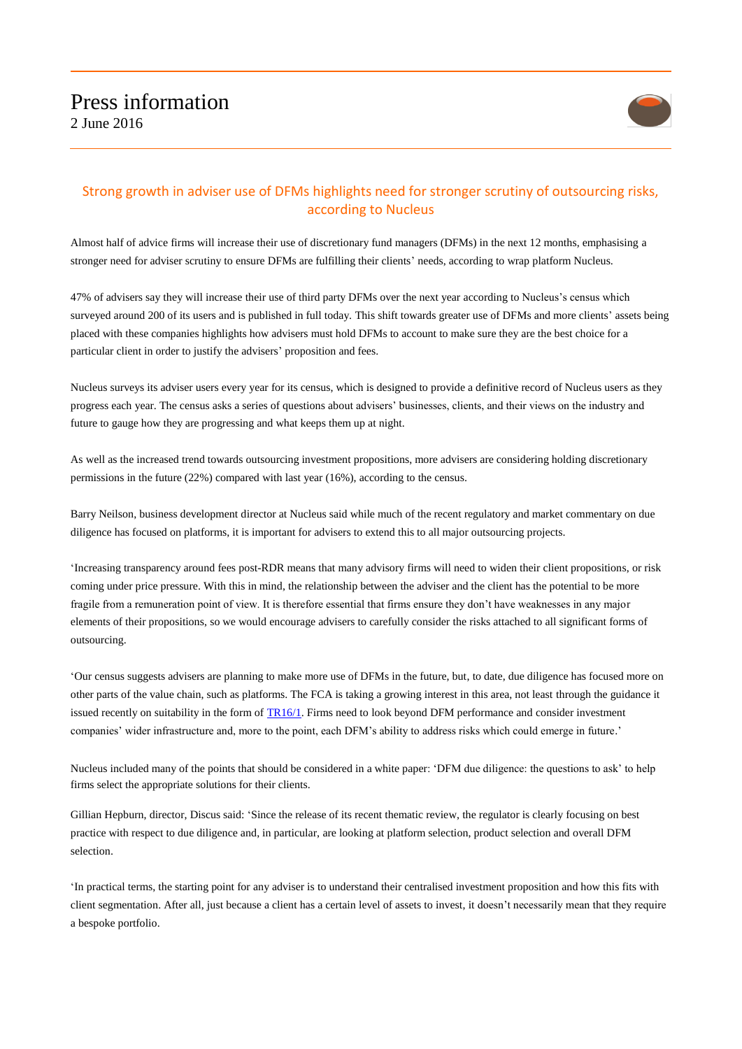# Press information

2 June 2016

## Strong growth in adviser use of DFMs highlights need for stronger scrutiny of outsourcing risks, according to Nucleus

Almost half of advice firms will increase their use of discretionary fund managers (DFMs) in the next 12 months, emphasising a stronger need for adviser scrutiny to ensure DFMs are fulfilling their clients' needs, according to wrap platform Nucleus.

47% of advisers say they will increase their use of third party DFMs over the next year according to Nucleus's census which surveyed around 200 of its users and is published in full today. This shift towards greater use of DFMs and more clients' assets being placed with these companies highlights how advisers must hold DFMs to account to make sure they are the best choice for a particular client in order to justify the advisers' proposition and fees.

Nucleus surveys its adviser users every year for its census, which is designed to provide a definitive record of Nucleus users as they progress each year. The census asks a series of questions about advisers' businesses, clients, and their views on the industry and future to gauge how they are progressing and what keeps them up at night.

As well as the increased trend towards outsourcing investment propositions, more advisers are considering holding discretionary permissions in the future (22%) compared with last year (16%), according to the census.

Barry Neilson, business development director at Nucleus said while much of the recent regulatory and market commentary on due diligence has focused on platforms, it is important for advisers to extend this to all major outsourcing projects.

'Increasing transparency around fees post-RDR means that many advisory firms will need to widen their client propositions, or risk coming under price pressure. With this in mind, the relationship between the adviser and the client has the potential to be more fragile from a remuneration point of view. It is therefore essential that firms ensure they don't have weaknesses in any major elements of their propositions, so we would encourage advisers to carefully consider the risks attached to all significant forms of outsourcing.

'Our census suggests advisers are planning to make more use of DFMs in the future, but, to date, due diligence has focused more on other parts of the value chain, such as platforms. The FCA is taking a growing interest in this area, not least through the guidance it issued recently on suitability in the form of TR16/1. Firms need to look beyond DFM performance and consider investment companies' wider infrastructure and, more to the point, each DFM's ability to address risks which could emerge in future.'

Nucleus included many of the points that should be considered in a white paper: 'DFM due diligence: the questions to ask' to help firms select the appropriate solutions for their clients.

Gillian Hepburn, director, Discus said: 'Since the release of its recent thematic review, the regulator is clearly focusing on best practice with respect to due diligence and, in particular, are looking at platform selection, product selection and overall DFM selection.

'In practical terms, the starting point for any adviser is to understand their centralised investment proposition and how this fits with client segmentation. After all, just because a client has a certain level of assets to invest, it doesn't necessarily mean that they require a bespoke portfolio.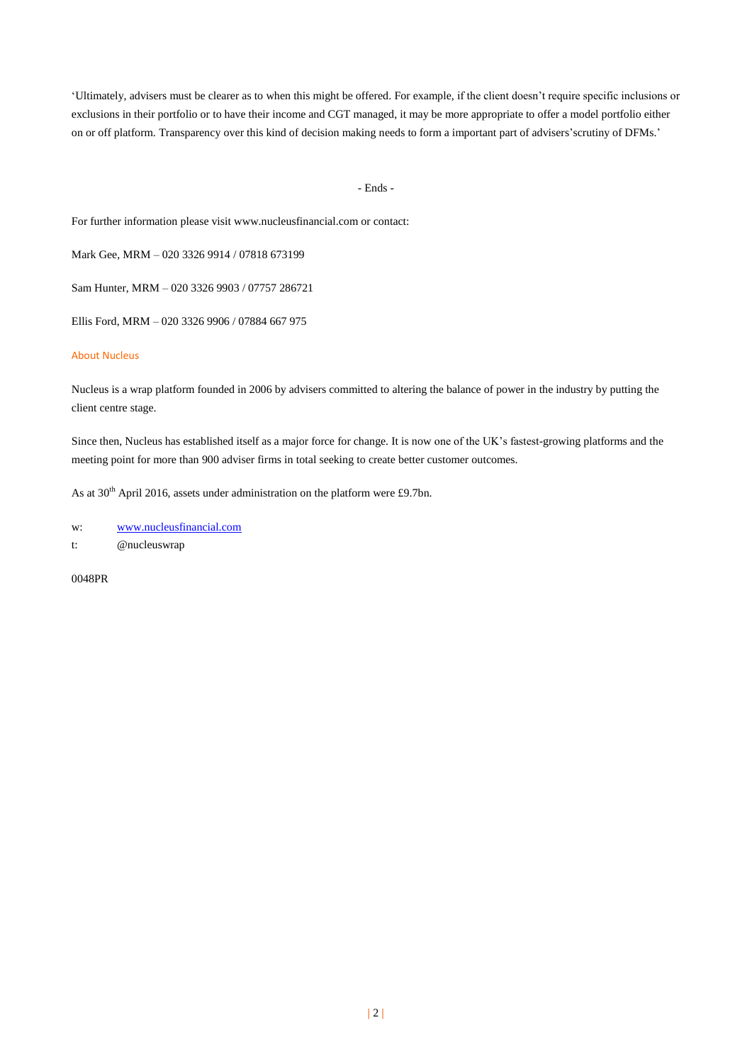'Ultimately, advisers must be clearer as to when this might be offered. For example, if the client doesn't require specific inclusions or exclusions in their portfolio or to have their income and CGT managed, it may be more appropriate to offer a model portfolio either on or off platform. Transparency over this kind of decision making needs to form a important part of advisers'scrutiny of DFMs.'

- Ends -

For further information please visit www.nucleusfinancial.com or contact:

Mark Gee, MRM – 020 3326 9914 / 07818 673199

Sam Hunter, MRM – 020 3326 9903 / 07757 286721

Ellis Ford, MRM – 020 3326 9906 / 07884 667 975

## About Nucleus

Nucleus is a wrap platform founded in 2006 by advisers committed to altering the balance of power in the industry by putting the client centre stage.

Since then, Nucleus has established itself as a major force for change. It is now one of the UK's fastest-growing platforms and the meeting point for more than 900 adviser firms in total seeking to create better customer outcomes.

As at 30th April 2016, assets under administration on the platform were £9.7bn.

w: www.nucleusfinancial.com

t: @nucleuswrap

0048PR